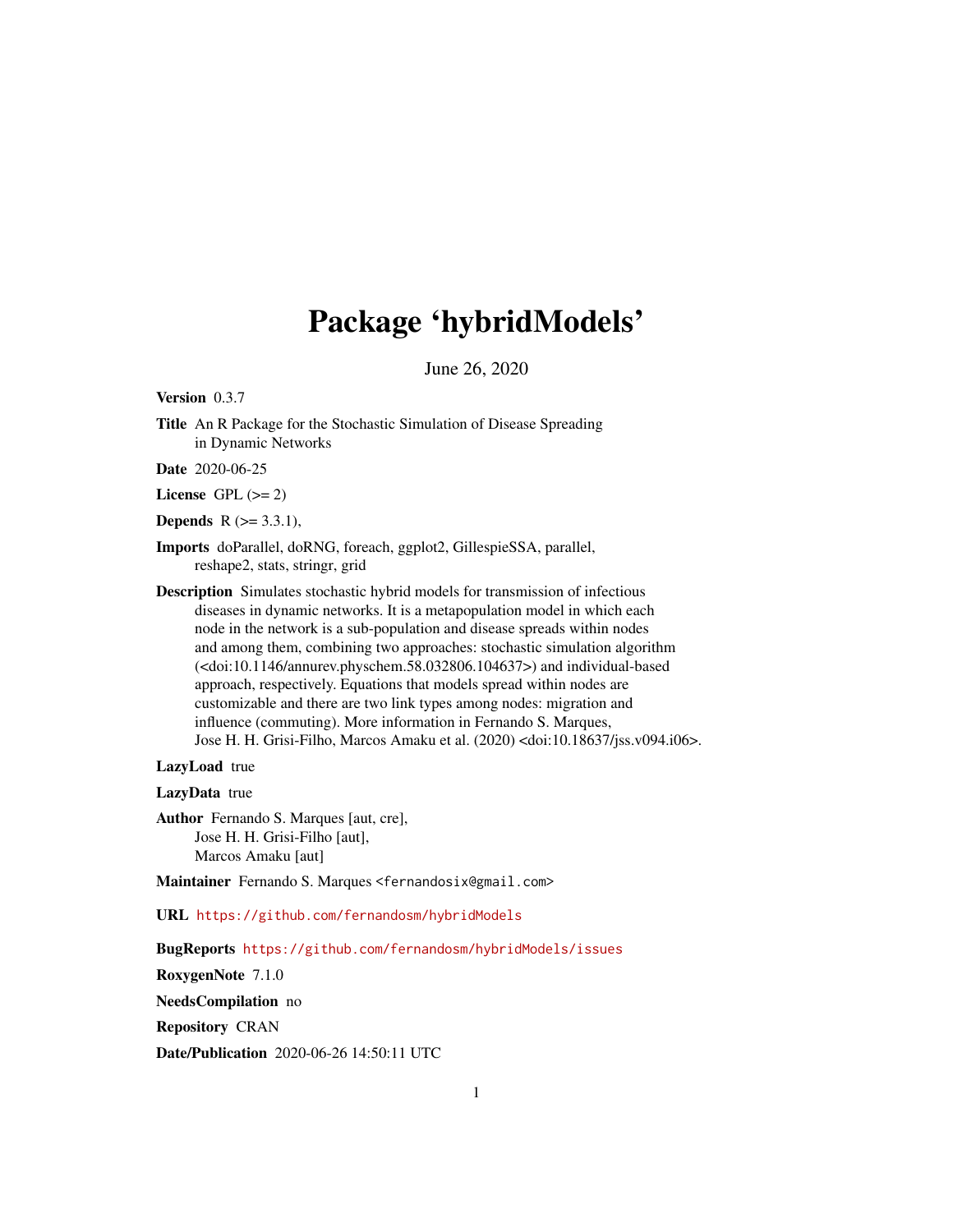# Package 'hybridModels'

June 26, 2020

**Version** 0.3.7

**Title** An R Package for the Stochastic Simulation of Disease Spreading in Dynamic Networks

**Date** 2020-06-25

**License** GPL (>= 2)

**Depends** R (>= 3.3.1),

**Imports** doParallel, doRNG, foreach, ggplot2, GillespieSSA, parallel, reshape2, stats, stringr, grid

**Description** Simulates stochastic hybrid models for transmission of infectious diseases in dynamic networks. It is a metapopulation model in which each node in the network is a sub-population and disease spreads within nodes and among them, combining two approaches: stochastic simulation algorithm (<doi:10.1146/annurev.physchem.58.032806.104637>) and individual-based approach, respectively. Equations that models spread within nodes are customizable and there are two link types among nodes: migration and influence (commuting). More information in Fernando S. Marques, Jose H. H. Grisi-Filho, Marcos Amaku et al. (2020) <doi:10.18637/jss.v094.i06>.

**LazyLoad** true

**LazyData** true

**Author** Fernando S. Marques [aut, cre], Jose H. H. Grisi-Filho [aut], Marcos Amaku [aut]

**Maintainer** Fernando S. Marques <fernandosix@gmail.com>

**URL** https://github.com/fernandosm/hybridModels

**BugReports** https://github.com/fernandosm/hybridModels/issues

**RoxygenNote** 7.1.0

**NeedsCompilation** no

**Repository** CRAN

**Date/Publication** 2020-06-26 14:50:11 UTC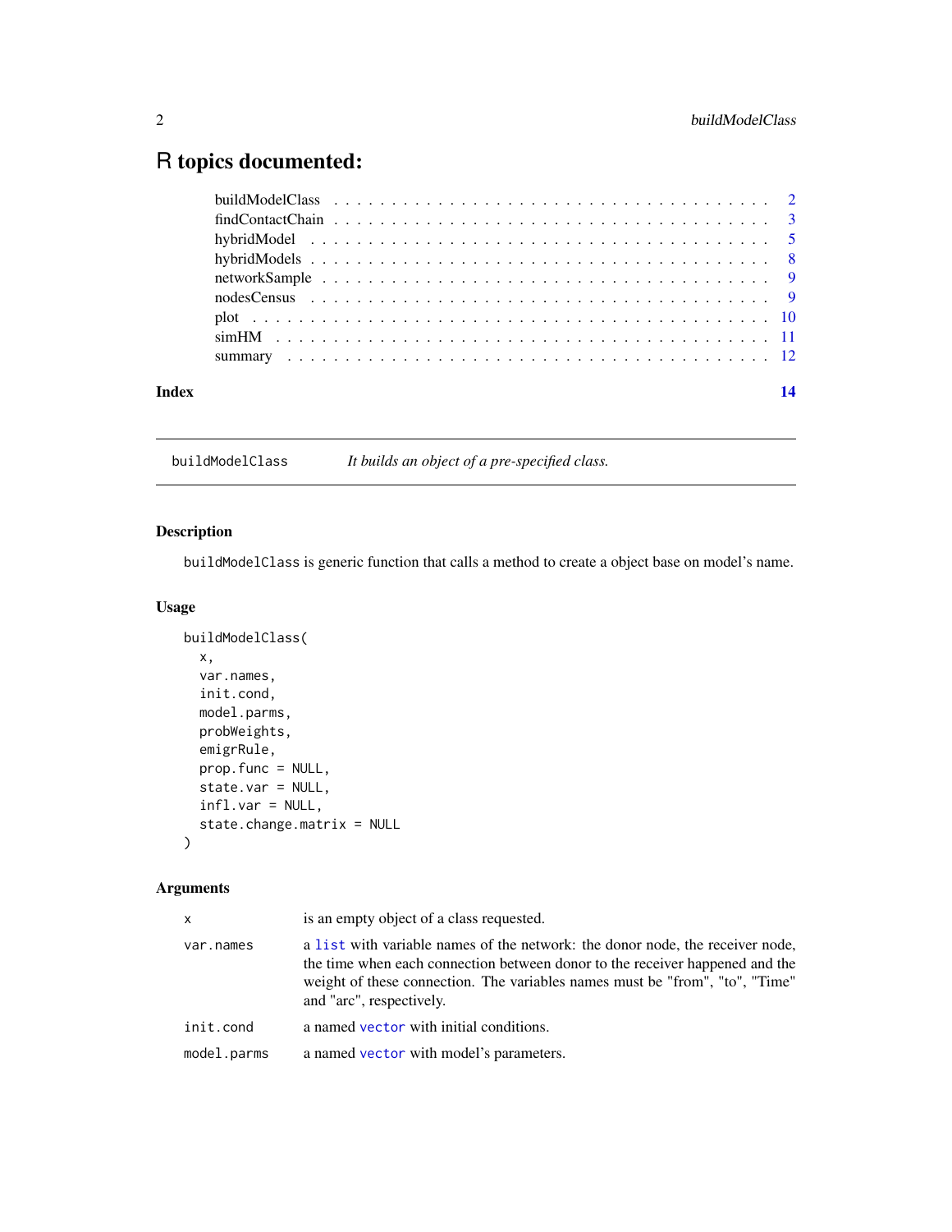# R topics documented:

| | |
|---|---|
| buildModelClass | 2 |
| findContactChain | 3 |
| hybridModel | 5 |
| hybridModels | 8 |
| networkSample | 9 |
| nodesCensus | 9 |
| plot | 10 |
| simHM | 11 |
| summary | 12 |
| **Index** | **14** |

---

`buildModelClass` *It builds an object of a pre-specified class.*

---

## Description

`buildModelClass` is generic function that calls a method to create a object base on model's name.

## Usage

```
buildModelClass(
  x,
  var.names,
  init.cond,
  model.parms,
  probWeights,
  emigrRule,
  prop.func = NULL,
  state.var = NULL,
  infl.var = NULL,
  state.change.matrix = NULL
)
```

## Arguments

| | |
|---|---|
| `x` | is an empty object of a class requested. |
| `var.names` | a `list` with variable names of the network: the donor node, the receiver node, the time when each connection between donor to the receiver happened and the weight of these connection. The variables names must be "from", "to", "Time" and "arc", respectively. |
| `init.cond` | a named `vector` with initial conditions. |
| `model.parms` | a named `vector` with model's parameters. |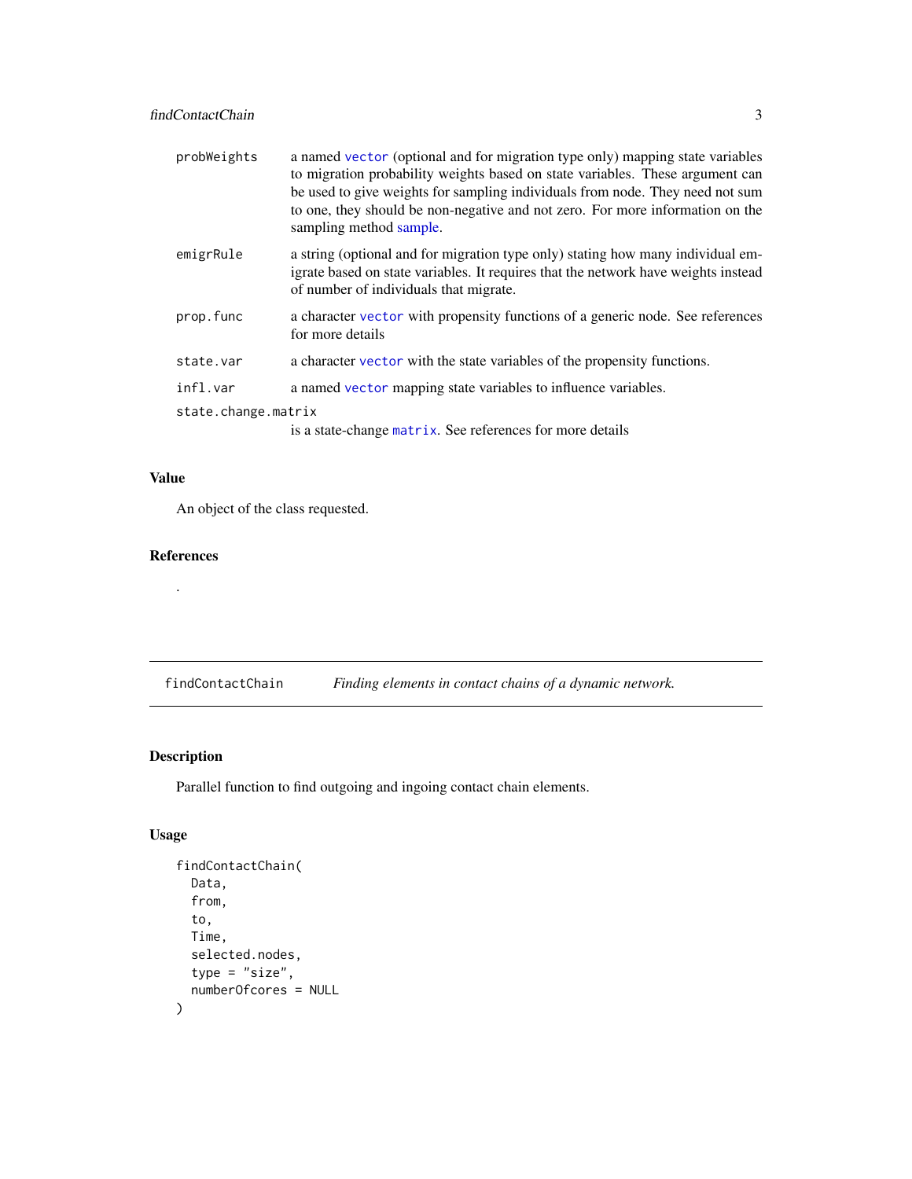| | |
|---|---|
| probWeights | a named vector (optional and for migration type only) mapping state variables to migration probability weights based on state variables. These argument can be used to give weights for sampling individuals from node. They need not sum to one, they should be non-negative and not zero. For more information on the sampling method sample. |
| emigrRule | a string (optional and for migration type only) stating how many individual emigrate based on state variables. It requires that the network have weights instead of number of individuals that migrate. |
| prop.func | a character vector with propensity functions of a generic node. See references for more details |
| state.var | a character vector with the state variables of the propensity functions. |
| infl.var | a named vector mapping state variables to influence variables. |
| state.change.matrix | is a state-change matrix. See references for more details |

## Value

An object of the class requested.

## References

.

---

findContactChain — *Finding elements in contact chains of a dynamic network.*

## Description

Parallel function to find outgoing and ingoing contact chain elements.

## Usage

```
findContactChain(
  Data,
  from,
  to,
  Time,
  selected.nodes,
  type = "size",
  numberOfcores = NULL
)
```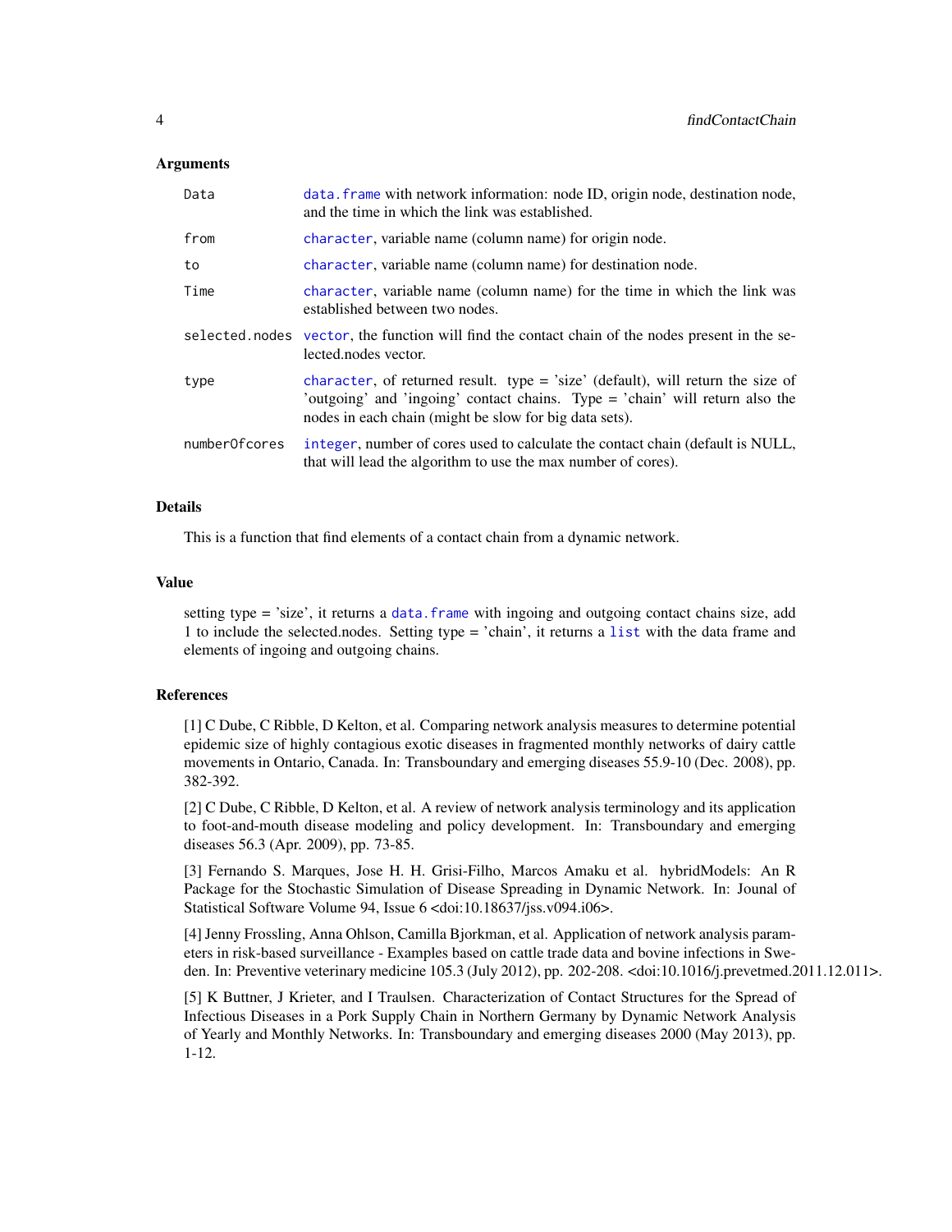### Arguments

| | |
|---|---|
| Data | `data.frame` with network information: node ID, origin node, destination node, and the time in which the link was established. |
| from | `character`, variable name (column name) for origin node. |
| to | `character`, variable name (column name) for destination node. |
| Time | `character`, variable name (column name) for the time in which the link was established between two nodes. |
| selected.nodes | `vector`, the function will find the contact chain of the nodes present in the selected.nodes vector. |
| type | `character`, of returned result. type = 'size' (default), will return the size of 'outgoing' and 'ingoing' contact chains. Type = 'chain' will return also the nodes in each chain (might be slow for big data sets). |
| numberOfcores | `integer`, number of cores used to calculate the contact chain (default is NULL, that will lead the algorithm to use the max number of cores). |

### Details

This is a function that find elements of a contact chain from a dynamic network.

### Value

setting type = 'size', it returns a `data.frame` with ingoing and outgoing contact chains size, add 1 to include the selected.nodes. Setting type = 'chain', it returns a `list` with the data frame and elements of ingoing and outgoing chains.

### References

[1] C Dube, C Ribble, D Kelton, et al. Comparing network analysis measures to determine potential epidemic size of highly contagious exotic diseases in fragmented monthly networks of dairy cattle movements in Ontario, Canada. In: Transboundary and emerging diseases 55.9-10 (Dec. 2008), pp. 382-392.

[2] C Dube, C Ribble, D Kelton, et al. A review of network analysis terminology and its application to foot-and-mouth disease modeling and policy development. In: Transboundary and emerging diseases 56.3 (Apr. 2009), pp. 73-85.

[3] Fernando S. Marques, Jose H. H. Grisi-Filho, Marcos Amaku et al. hybridModels: An R Package for the Stochastic Simulation of Disease Spreading in Dynamic Network. In: Jounal of Statistical Software Volume 94, Issue 6 <doi:10.18637/jss.v094.i06>.

[4] Jenny Frossling, Anna Ohlson, Camilla Bjorkman, et al. Application of network analysis parameters in risk-based surveillance - Examples based on cattle trade data and bovine infections in Sweden. In: Preventive veterinary medicine 105.3 (July 2012), pp. 202-208. <doi:10.1016/j.prevetmed.2011.12.011>.

[5] K Buttner, J Krieter, and I Traulsen. Characterization of Contact Structures for the Spread of Infectious Diseases in a Pork Supply Chain in Northern Germany by Dynamic Network Analysis of Yearly and Monthly Networks. In: Transboundary and emerging diseases 2000 (May 2013), pp. 1-12.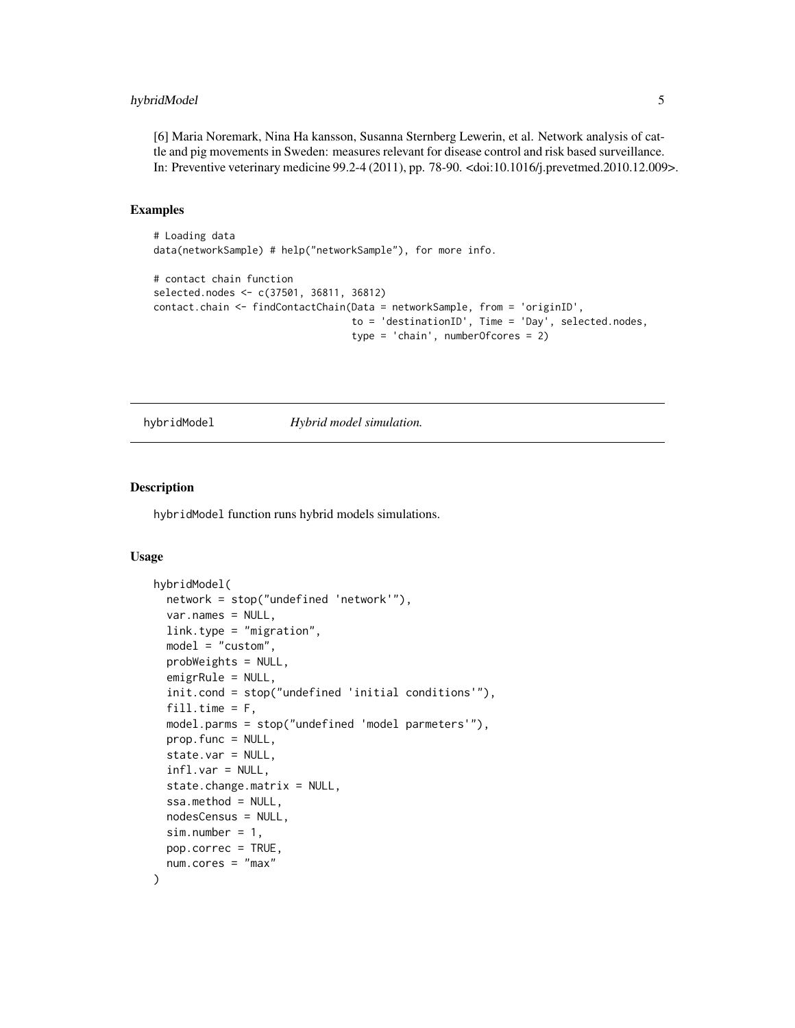[6] Maria Noremark, Nina Ha kansson, Susanna Sternberg Lewerin, et al. Network analysis of cattle and pig movements in Sweden: measures relevant for disease control and risk based surveillance. In: Preventive veterinary medicine 99.2-4 (2011), pp. 78-90. <doi:10.1016/j.prevetmed.2010.12.009>.

## Examples

```
# Loading data
data(networkSample) # help("networkSample"), for more info.

# contact chain function
selected.nodes <- c(37501, 36811, 36812)
contact.chain <- findContactChain(Data = networkSample, from = 'originID',
                                  to = 'destinationID', Time = 'Day', selected.nodes,
                                  type = 'chain', numberOfcores = 2)
```

---

# hybridModel — *Hybrid model simulation.*

## Description

hybridModel function runs hybrid models simulations.

## Usage

```
hybridModel(
  network = stop("undefined 'network'"),
  var.names = NULL,
  link.type = "migration",
  model = "custom",
  probWeights = NULL,
  emigrRule = NULL,
  init.cond = stop("undefined 'initial conditions'"),
  fill.time = F,
  model.parms = stop("undefined 'model parmeters'"),
  prop.func = NULL,
  state.var = NULL,
  infl.var = NULL,
  state.change.matrix = NULL,
  ssa.method = NULL,
  nodesCensus = NULL,
  sim.number = 1,
  pop.correc = TRUE,
  num.cores = "max"
)
```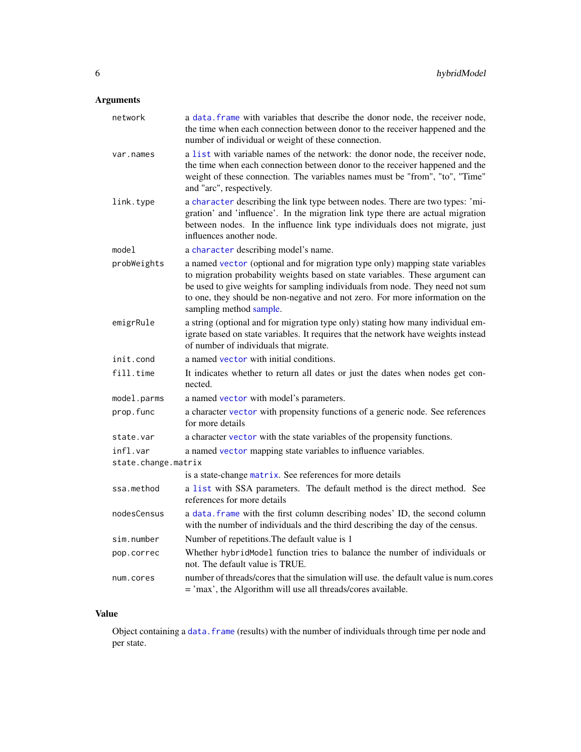## Arguments

| | |
|---|---|
| `network` | a `data.frame` with variables that describe the donor node, the receiver node, the time when each connection between donor to the receiver happened and the number of individual or weight of these connection. |
| `var.names` | a `list` with variable names of the network: the donor node, the receiver node, the time when each connection between donor to the receiver happened and the weight of these connection. The variables names must be "from", "to", "Time" and "arc", respectively. |
| `link.type` | a `character` describing the link type between nodes. There are two types: 'migration' and 'influence'. In the migration link type there are actual migration between nodes. In the influence link type individuals does not migrate, just influences another node. |
| `model` | a `character` describing model's name. |
| `probWeights` | a named `vector` (optional and for migration type only) mapping state variables to migration probability weights based on state variables. These argument can be used to give weights for sampling individuals from node. They need not sum to one, they should be non-negative and not zero. For more information on the sampling method sample. |
| `emigrRule` | a string (optional and for migration type only) stating how many individual emigrate based on state variables. It requires that the network have weights instead of number of individuals that migrate. |
| `init.cond` | a named `vector` with initial conditions. |
| `fill.time` | It indicates whether to return all dates or just the dates when nodes get connected. |
| `model.parms` | a named `vector` with model's parameters. |
| `prop.func` | a character `vector` with propensity functions of a generic node. See references for more details |
| `state.var` | a character `vector` with the state variables of the propensity functions. |
| `infl.var` | a named `vector` mapping state variables to influence variables. |
| `state.change.matrix` | is a state-change `matrix`. See references for more details |
| `ssa.method` | a `list` with SSA parameters. The default method is the direct method. See references for more details |
| `nodesCensus` | a `data.frame` with the first column describing nodes' ID, the second column with the number of individuals and the third describing the day of the census. |
| `sim.number` | Number of repetitions.The default value is 1 |
| `pop.correc` | Whether `hybridModel` function tries to balance the number of individuals or not. The default value is TRUE. |
| `num.cores` | number of threads/cores that the simulation will use. the default value is num.cores = 'max', the Algorithm will use all threads/cores available. |

## Value

Object containing a `data.frame` (results) with the number of individuals through time per node and per state.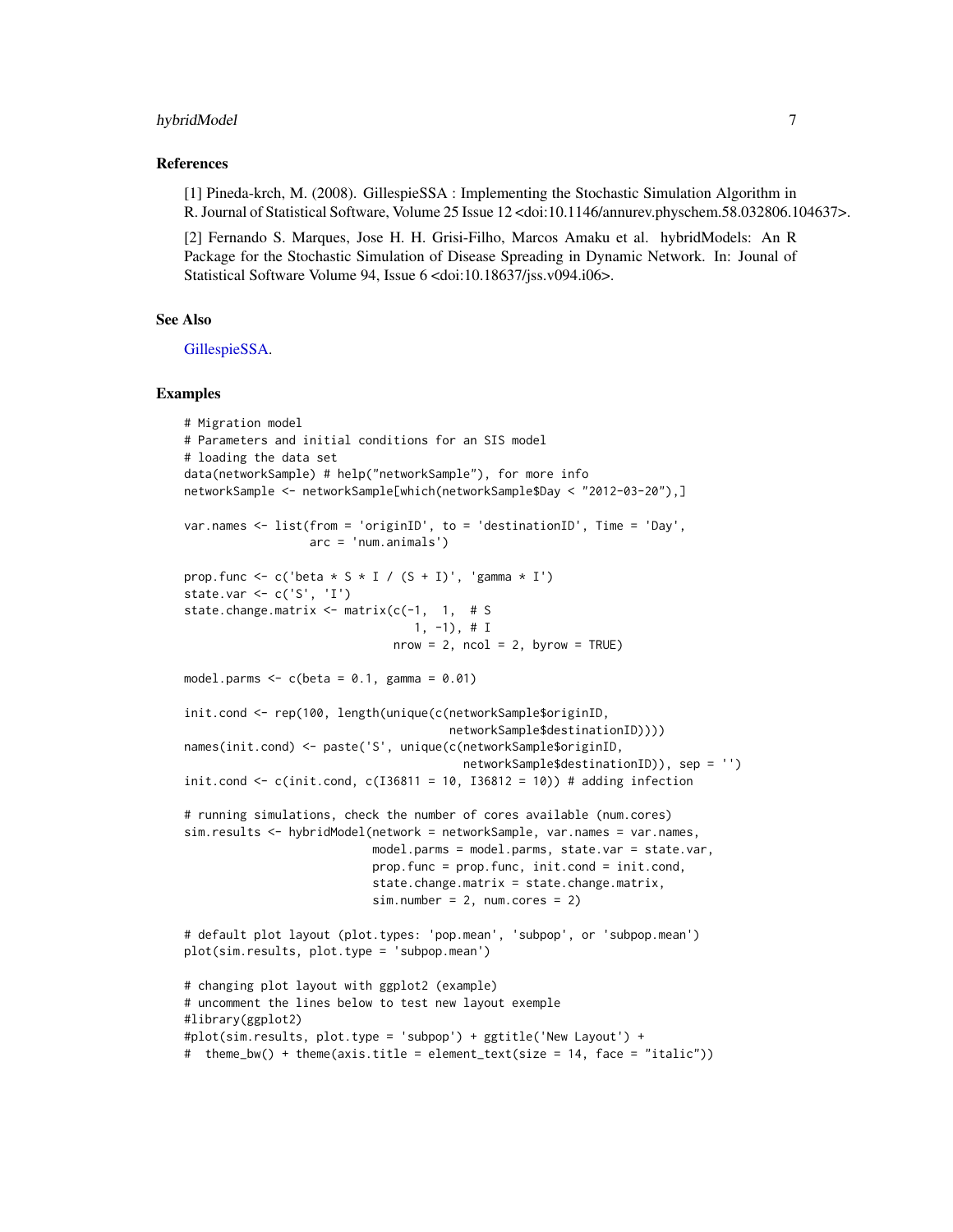## References

[1] Pineda-krch, M. (2008). GillespieSSA : Implementing the Stochastic Simulation Algorithm in R. Journal of Statistical Software, Volume 25 Issue 12 <doi:10.1146/annurev.physchem.58.032806.104637>.

[2] Fernando S. Marques, Jose H. H. Grisi-Filho, Marcos Amaku et al. hybridModels: An R Package for the Stochastic Simulation of Disease Spreading in Dynamic Network. In: Jounal of Statistical Software Volume 94, Issue 6 <doi:10.18637/jss.v094.i06>.

## See Also

GillespieSSA.

## Examples

```
# Migration model
# Parameters and initial conditions for an SIS model
# loading the data set
data(networkSample) # help("networkSample"), for more info
networkSample <- networkSample[which(networkSample$Day < "2012-03-20"),]

var.names <- list(from = 'originID', to = 'destinationID', Time = 'Day',
                  arc = 'num.animals')

prop.func <- c('beta * S * I / (S + I)', 'gamma * I')
state.var <- c('S', 'I')
state.change.matrix <- matrix(c(-1,  1,  # S
                                 1, -1), # I
                              nrow = 2, ncol = 2, byrow = TRUE)

model.parms <- c(beta = 0.1, gamma = 0.01)

init.cond <- rep(100, length(unique(c(networkSample$originID,
                                      networkSample$destinationID))))
names(init.cond) <- paste('S', unique(c(networkSample$originID,
                                        networkSample$destinationID)), sep = '')
init.cond <- c(init.cond, c(I36811 = 10, I36812 = 10)) # adding infection

# running simulations, check the number of cores available (num.cores)
sim.results <- hybridModel(network = networkSample, var.names = var.names,
                           model.parms = model.parms, state.var = state.var,
                           prop.func = prop.func, init.cond = init.cond,
                           state.change.matrix = state.change.matrix,
                           sim.number = 2, num.cores = 2)

# default plot layout (plot.types: 'pop.mean', 'subpop', or 'subpop.mean')
plot(sim.results, plot.type = 'subpop.mean')

# changing plot layout with ggplot2 (example)
# uncomment the lines below to test new layout exemple
#library(ggplot2)
#plot(sim.results, plot.type = 'subpop') + ggtitle('New Layout') +
#  theme_bw() + theme(axis.title = element_text(size = 14, face = "italic"))
```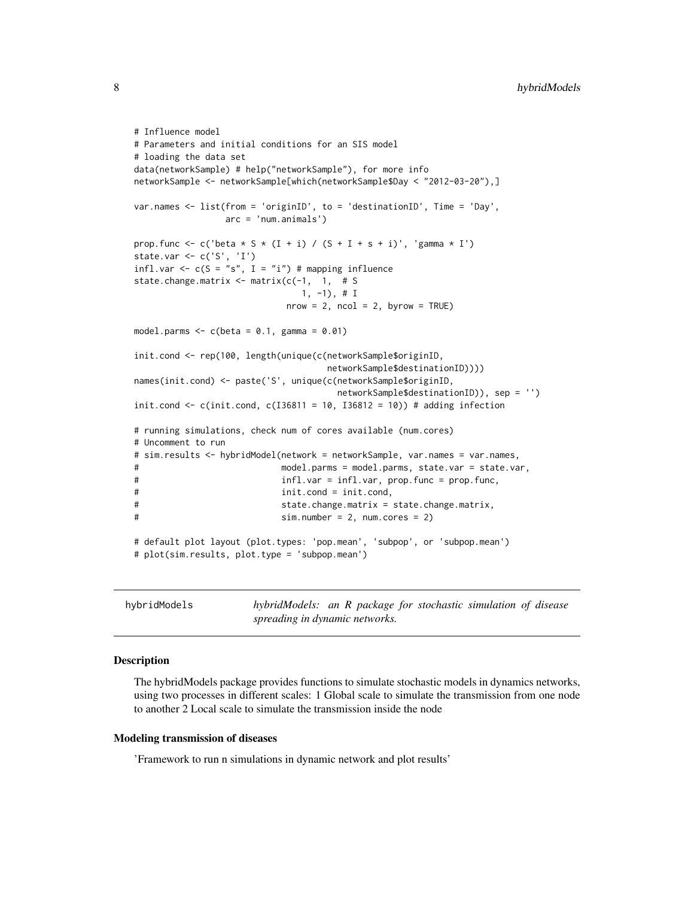```
# Influence model
# Parameters and initial conditions for an SIS model
# loading the data set
data(networkSample) # help("networkSample"), for more info
networkSample <- networkSample[which(networkSample$Day < "2012-03-20"),]

var.names <- list(from = 'originID', to = 'destinationID', Time = 'Day',
                  arc = 'num.animals')

prop.func <- c('beta * S * (I + i) / (S + I + s + i)', 'gamma * I')
state.var <- c('S', 'I')
infl.var <- c(S = "s", I = "i") # mapping influence
state.change.matrix <- matrix(c(-1,  1,  # S
                                 1, -1), # I
                              nrow = 2, ncol = 2, byrow = TRUE)

model.parms <- c(beta = 0.1, gamma = 0.01)

init.cond <- rep(100, length(unique(c(networkSample$originID,
                                      networkSample$destinationID))))
names(init.cond) <- paste('S', unique(c(networkSample$originID,
                                        networkSample$destinationID)), sep = '')
init.cond <- c(init.cond, c(I36811 = 10, I36812 = 10)) # adding infection

# running simulations, check num of cores available (num.cores)
# Uncomment to run
# sim.results <- hybridModel(network = networkSample, var.names = var.names,
#                            model.parms = model.parms, state.var = state.var,
#                            infl.var = infl.var, prop.func = prop.func,
#                            init.cond = init.cond,
#                            state.change.matrix = state.change.matrix,
#                            sim.number = 2, num.cores = 2)

# default plot layout (plot.types: 'pop.mean', 'subpop', or 'subpop.mean')
# plot(sim.results, plot.type = 'subpop.mean')
```

---

hybridModels — *hybridModels: an R package for stochastic simulation of disease spreading in dynamic networks.*

---

### Description

The hybridModels package provides functions to simulate stochastic models in dynamics networks, using two processes in different scales: 1 Global scale to simulate the transmission from one node to another 2 Local scale to simulate the transmission inside the node

### Modeling transmission of diseases

'Framework to run n simulations in dynamic network and plot results'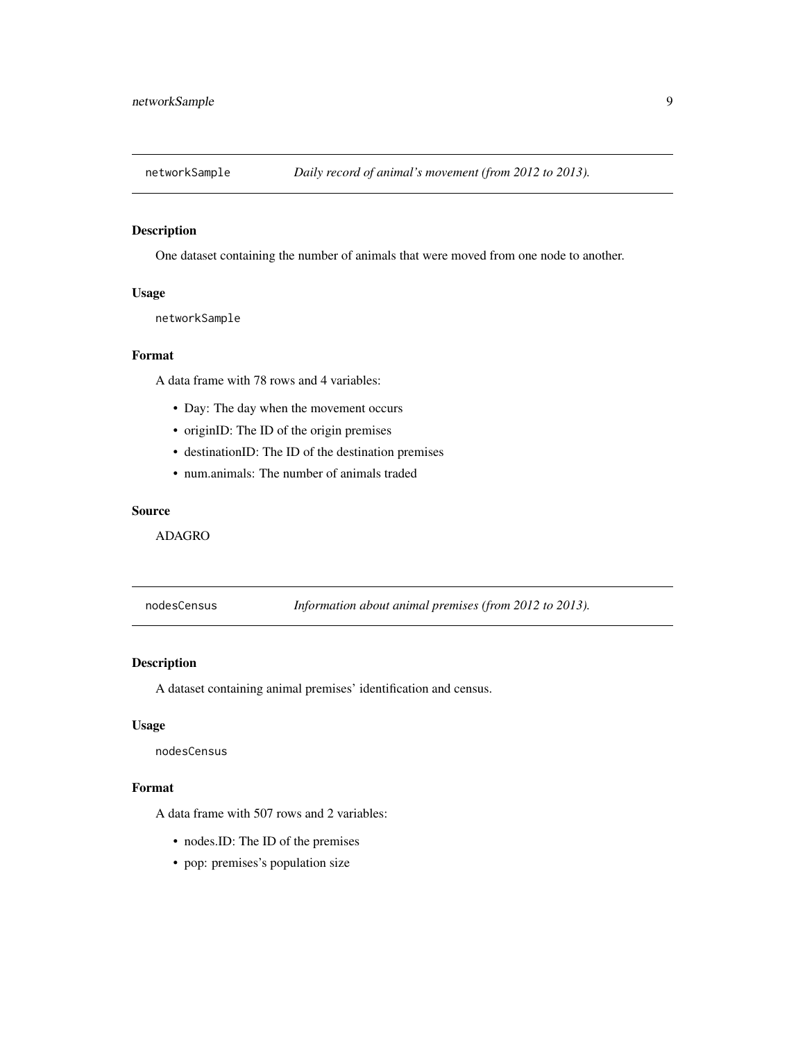## networkSample — *Daily record of animal's movement (from 2012 to 2013).*

### Description

One dataset containing the number of animals that were moved from one node to another.

### Usage

```
networkSample
```

### Format

A data frame with 78 rows and 4 variables:

- Day: The day when the movement occurs
- originID: The ID of the origin premises
- destinationID: The ID of the destination premises
- num.animals: The number of animals traded

### Source

ADAGRO

## nodesCensus — *Information about animal premises (from 2012 to 2013).*

### Description

A dataset containing animal premises' identification and census.

### Usage

```
nodesCensus
```

### Format

A data frame with 507 rows and 2 variables:

- nodes.ID: The ID of the premises
- pop: premises's population size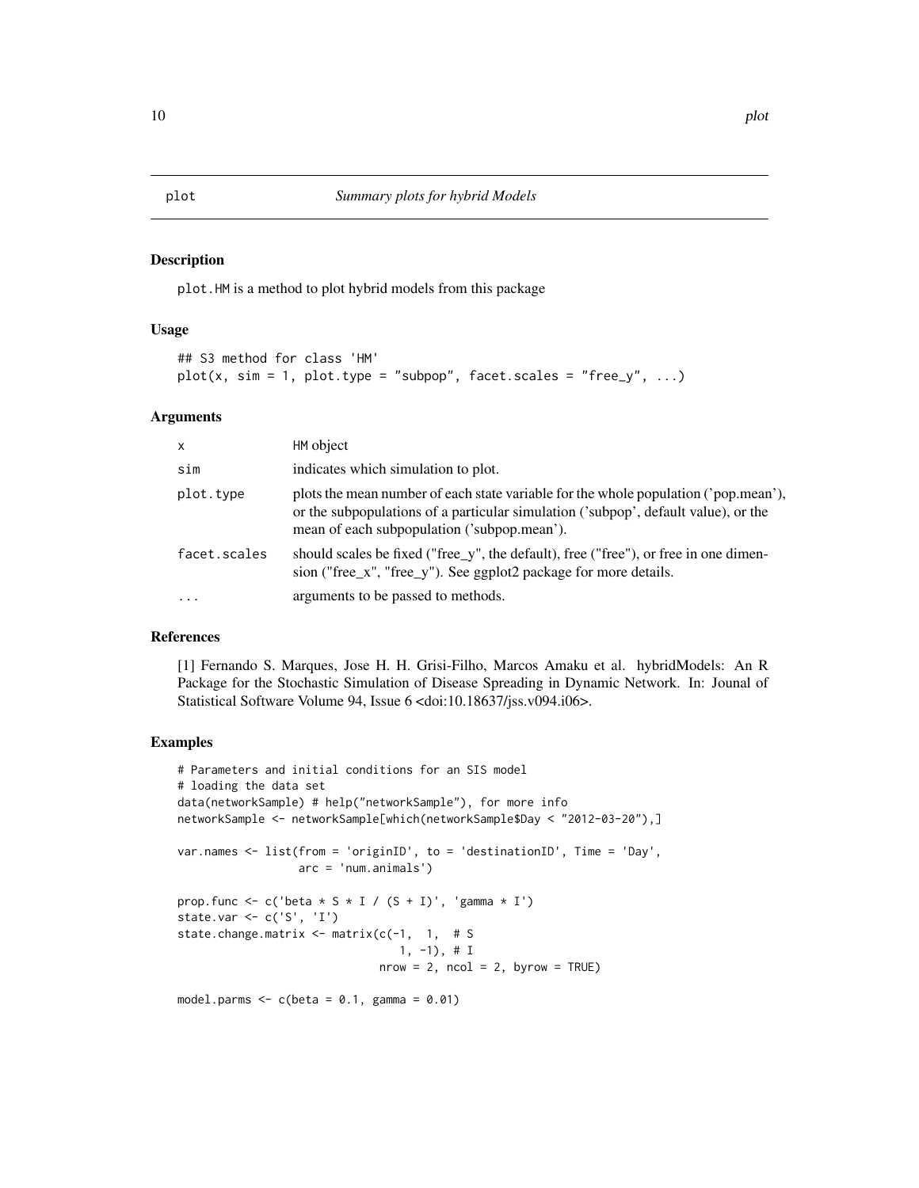plot *Summary plots for hybrid Models*

## Description

plot.HM is a method to plot hybrid models from this package

## Usage

```
## S3 method for class 'HM'
plot(x, sim = 1, plot.type = "subpop", facet.scales = "free_y", ...)
```

## Arguments

| | |
|---|---|
| x | HM object |
| sim | indicates which simulation to plot. |
| plot.type | plots the mean number of each state variable for the whole population ('pop.mean'), or the subpopulations of a particular simulation ('subpop', default value), or the mean of each subpopulation ('subpop.mean'). |
| facet.scales | should scales be fixed ("free_y", the default), free ("free"), or free in one dimension ("free_x", "free_y"). See ggplot2 package for more details. |
| ... | arguments to be passed to methods. |

## References

[1] Fernando S. Marques, Jose H. H. Grisi-Filho, Marcos Amaku et al. hybridModels: An R Package for the Stochastic Simulation of Disease Spreading in Dynamic Network. In: Jounal of Statistical Software Volume 94, Issue 6 <doi:10.18637/jss.v094.i06>.

## Examples

```
# Parameters and initial conditions for an SIS model
# loading the data set
data(networkSample) # help("networkSample"), for more info
networkSample <- networkSample[which(networkSample$Day < "2012-03-20"),]

var.names <- list(from = 'originID', to = 'destinationID', Time = 'Day',
                  arc = 'num.animals')

prop.func <- c('beta * S * I / (S + I)', 'gamma * I')
state.var <- c('S', 'I')
state.change.matrix <- matrix(c(-1,  1,  # S
                                 1, -1), # I
                              nrow = 2, ncol = 2, byrow = TRUE)

model.parms <- c(beta = 0.1, gamma = 0.01)
```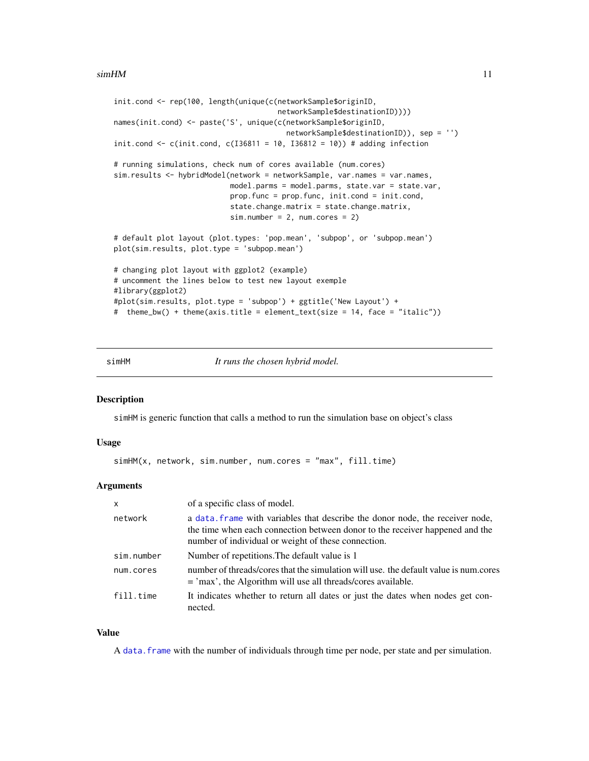```
init.cond <- rep(100, length(unique(c(networkSample$originID,
                                      networkSample$destinationID))))
names(init.cond) <- paste('S', unique(c(networkSample$originID,
                                        networkSample$destinationID)), sep = '')
init.cond <- c(init.cond, c(I36811 = 10, I36812 = 10)) # adding infection

# running simulations, check num of cores available (num.cores)
sim.results <- hybridModel(network = networkSample, var.names = var.names,
                           model.parms = model.parms, state.var = state.var,
                           prop.func = prop.func, init.cond = init.cond,
                           state.change.matrix = state.change.matrix,
                           sim.number = 2, num.cores = 2)

# default plot layout (plot.types: 'pop.mean', 'subpop', or 'subpop.mean')
plot(sim.results, plot.type = 'subpop.mean')

# changing plot layout with ggplot2 (example)
# uncomment the lines below to test new layout exemple
#library(ggplot2)
#plot(sim.results, plot.type = 'subpop') + ggtitle('New Layout') +
#  theme_bw() + theme(axis.title = element_text(size = 14, face = "italic"))
```

---

## simHM — *It runs the chosen hybrid model.*

### Description

simHM is generic function that calls a method to run the simulation base on object's class

### Usage

```
simHM(x, network, sim.number, num.cores = "max", fill.time)
```

### Arguments

| | |
|---|---|
| x | of a specific class of model. |
| network | a data.frame with variables that describe the donor node, the receiver node, the time when each connection between donor to the receiver happened and the number of individual or weight of these connection. |
| sim.number | Number of repetitions.The default value is 1 |
| num.cores | number of threads/cores that the simulation will use. the default value is num.cores = 'max', the Algorithm will use all threads/cores available. |
| fill.time | It indicates whether to return all dates or just the dates when nodes get connected. |

### Value

A data.frame with the number of individuals through time per node, per state and per simulation.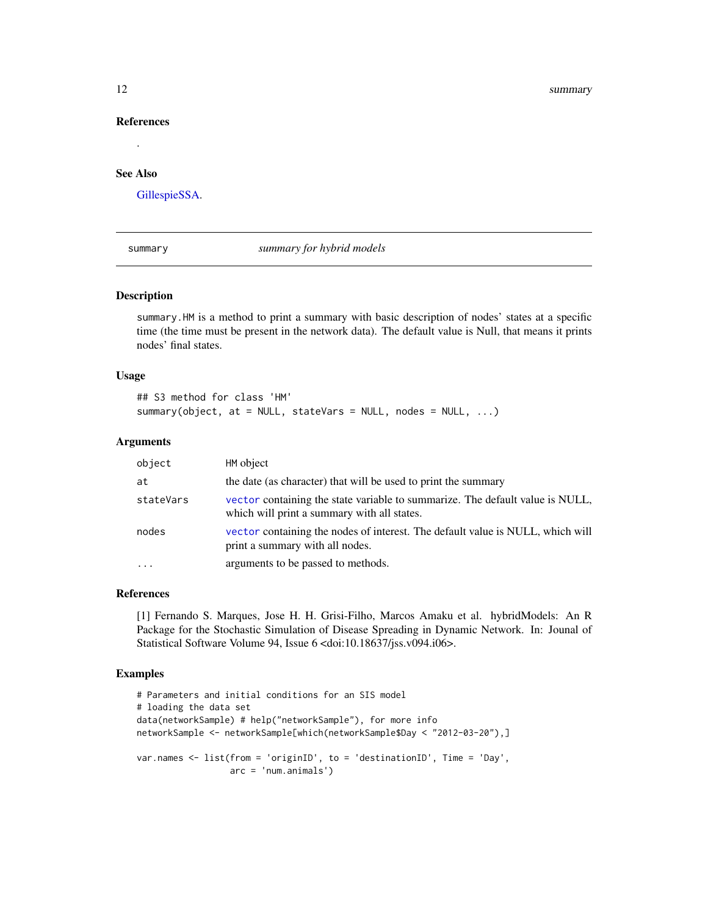### References

.

### See Also

GillespieSSA.

---

summary — *summary for hybrid models*

---

### Description

`summary.HM` is a method to print a summary with basic description of nodes' states at a specific time (the time must be present in the network data). The default value is Null, that means it prints nodes' final states.

### Usage

```
## S3 method for class 'HM'
summary(object, at = NULL, stateVars = NULL, nodes = NULL, ...)
```

### Arguments

| | |
|---|---|
| `object` | HM object |
| `at` | the date (as character) that will be used to print the summary |
| `stateVars` | `vector` containing the state variable to summarize. The default value is NULL, which will print a summary with all states. |
| `nodes` | `vector` containing the nodes of interest. The default value is NULL, which will print a summary with all nodes. |
| `...` | arguments to be passed to methods. |

### References

[1] Fernando S. Marques, Jose H. H. Grisi-Filho, Marcos Amaku et al. hybridModels: An R Package for the Stochastic Simulation of Disease Spreading in Dynamic Network. In: Jounal of Statistical Software Volume 94, Issue 6 <doi:10.18637/jss.v094.i06>.

### Examples

```
# Parameters and initial conditions for an SIS model
# loading the data set
data(networkSample) # help("networkSample"), for more info
networkSample <- networkSample[which(networkSample$Day < "2012-03-20"),]

var.names <- list(from = 'originID', to = 'destinationID', Time = 'Day',
                  arc = 'num.animals')
```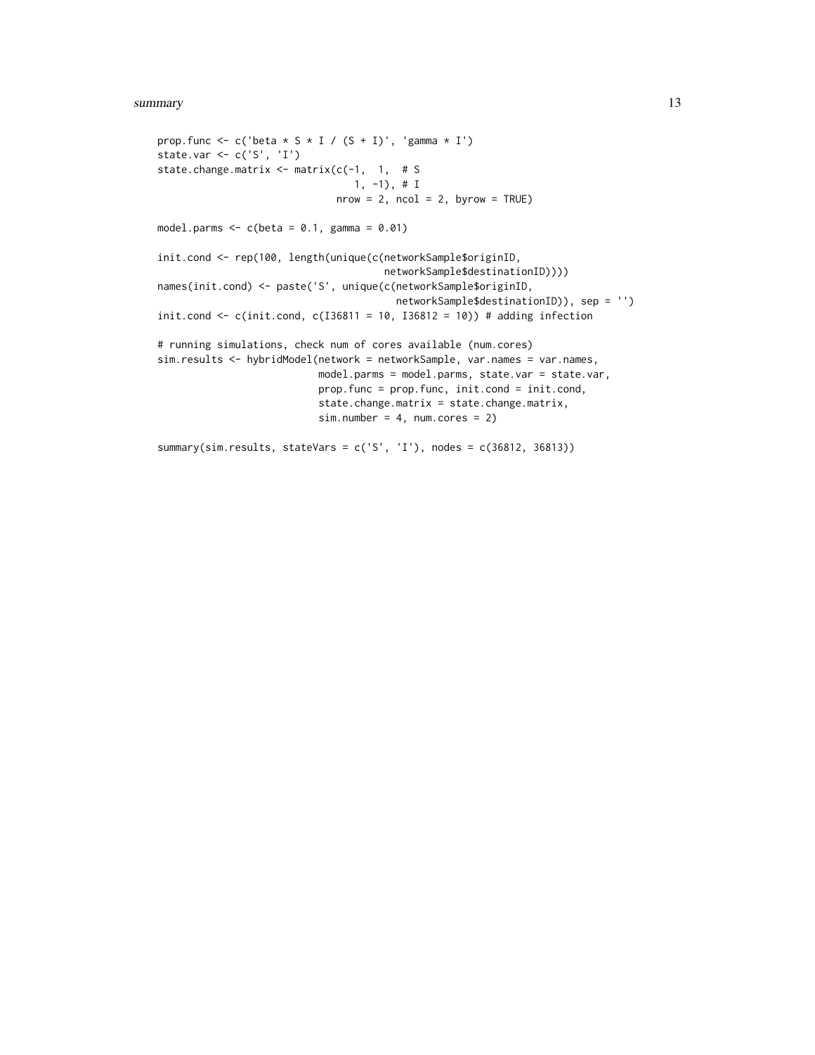```
prop.func <- c('beta * S * I / (S + I)', 'gamma * I')
state.var <- c('S', 'I')
state.change.matrix <- matrix(c(-1,  1,  # S
                                 1, -1), # I
                              nrow = 2, ncol = 2, byrow = TRUE)

model.parms <- c(beta = 0.1, gamma = 0.01)

init.cond <- rep(100, length(unique(c(networkSample$originID,
                                      networkSample$destinationID))))
names(init.cond) <- paste('S', unique(c(networkSample$originID,
                                        networkSample$destinationID)), sep = '')
init.cond <- c(init.cond, c(I36811 = 10, I36812 = 10)) # adding infection

# running simulations, check num of cores available (num.cores)
sim.results <- hybridModel(network = networkSample, var.names = var.names,
                           model.parms = model.parms, state.var = state.var,
                           prop.func = prop.func, init.cond = init.cond,
                           state.change.matrix = state.change.matrix,
                           sim.number = 4, num.cores = 2)

summary(sim.results, stateVars = c('S', 'I'), nodes = c(36812, 36813))
```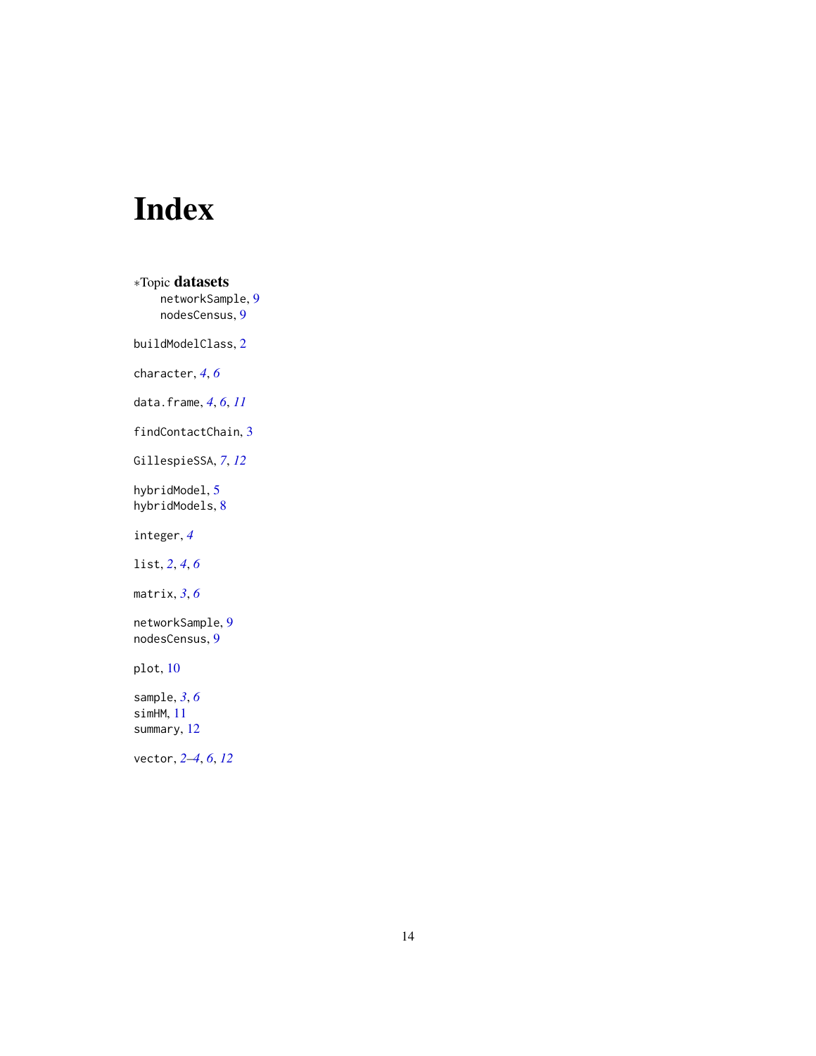# Index

∗Topic **datasets**
  networkSample, 9
  nodesCensus, 9

buildModelClass, 2

character, *4*, *6*

data.frame, *4*, *6*, *11*

findContactChain, 3

GillespieSSA, *7*, *12*

hybridModel, 5
hybridModels, 8

integer, *4*

list, *2*, *4*, *6*

matrix, *3*, *6*

networkSample, 9
nodesCensus, 9

plot, 10

sample, *3*, *6*
simHM, 11
summary, 12

vector, *2–4*, *6*, *12*